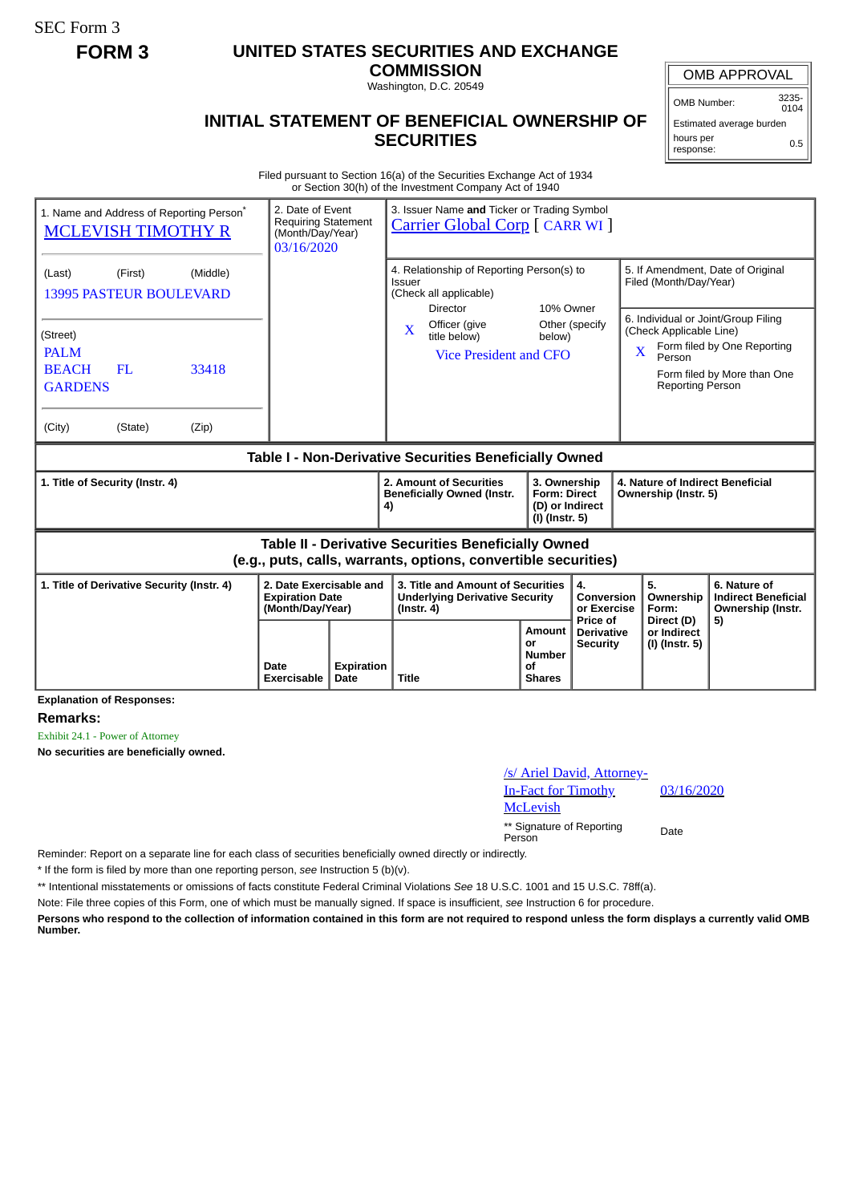SEC Form 3

**FORM 3**

# UNITED STATES SECURITIES AND EXCHANGE COMMISSION

Washington, D.C. 20549

## INITIAL STATEMENT OF BENEFICIAL OWNERSHIP OF SECURITIES

| OMB APPROVAL | |
|---|---|
| OMB Number: | 3235-0104 |
| Estimated average burden | |
| hours per response: | 0.5 |

Filed pursuant to Section 16(a) of the Securities Exchange Act of 1934
or Section 30(h) of the Investment Company Act of 1940

| 1. Name and Address of Reporting Person* | 2. Date of Event Requiring Statement (Month/Day/Year) | 3. Issuer Name **and** Ticker or Trading Symbol |
|---|---|---|
| MCLEVISH TIMOTHY R | 03/16/2020 | Carrier Global Corp [ CARR WI ] |
| (Last) (First) (Middle) | | 4. Relationship of Reporting Person(s) to Issuer (Check all applicable) |
| 13995 PASTEUR BOULEVARD | | Director / 10% Owner |
| (Street) | | X Officer (give title below) / Other (specify below) |
| PALM BEACH GARDENS FL 33418 | | Vice President and CFO |
| (City) (State) (Zip) | | 5. If Amendment, Date of Original Filed (Month/Day/Year) |
| | | 6. Individual or Joint/Group Filing (Check Applicable Line) X Form filed by One Reporting Person / Form filed by More than One Reporting Person |

### Table I - Non-Derivative Securities Beneficially Owned

| 1. Title of Security (Instr. 4) | 2. Amount of Securities Beneficially Owned (Instr. 4) | 3. Ownership Form: Direct (D) or Indirect (I) (Instr. 5) | 4. Nature of Indirect Beneficial Ownership (Instr. 5) |
|---|---|---|---|

### Table II - Derivative Securities Beneficially Owned
### (e.g., puts, calls, warrants, options, convertible securities)

| 1. Title of Derivative Security (Instr. 4) | 2. Date Exercisable and Expiration Date (Month/Day/Year) | | 3. Title and Amount of Securities Underlying Derivative Security (Instr. 4) | | 4. Conversion or Exercise Price of Derivative Security | 5. Ownership Form: Direct (D) or Indirect (I) (Instr. 5) | 6. Nature of Indirect Beneficial Ownership (Instr. 5) |
|---|---|---|---|---|---|---|---|
| | Date Exercisable | Expiration Date | Title | Amount or Number of Shares | | | |

**Explanation of Responses:**

**Remarks:**

Exhibit 24.1 - Power of Attorney

**No securities are beneficially owned.**

| /s/ Ariel David, Attorney-In-Fact for Timothy McLevish | 03/16/2020 |
|---|---|
| ** Signature of Reporting Person | Date |

Reminder: Report on a separate line for each class of securities beneficially owned directly or indirectly.

\* If the form is filed by more than one reporting person, *see* Instruction 5 (b)(v).

** Intentional misstatements or omissions of facts constitute Federal Criminal Violations *See* 18 U.S.C. 1001 and 15 U.S.C. 78ff(a).

Note: File three copies of this Form, one of which must be manually signed. If space is insufficient, *see* Instruction 6 for procedure.

**Persons who respond to the collection of information contained in this form are not required to respond unless the form displays a currently valid OMB Number.**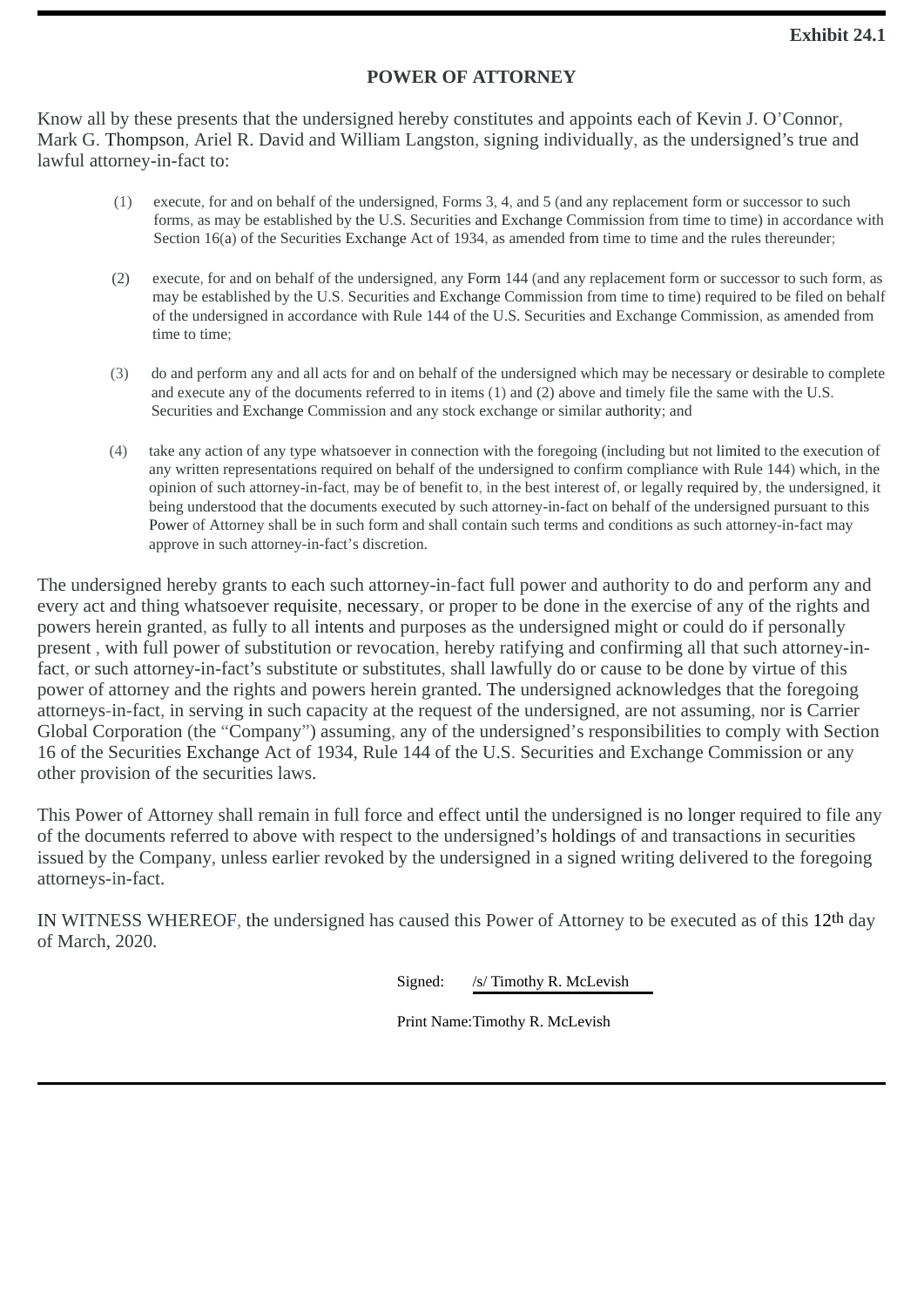**Exhibit 24.1**

# POWER OF ATTORNEY

Know all by these presents that the undersigned hereby constitutes and appoints each of Kevin J. O'Connor, Mark G. Thompson, Ariel R. David and William Langston, signing individually, as the undersigned's true and lawful attorney-in-fact to:

(1) execute, for and on behalf of the undersigned, Forms 3, 4, and 5 (and any replacement form or successor to such forms, as may be established by the U.S. Securities and Exchange Commission from time to time) in accordance with Section 16(a) of the Securities Exchange Act of 1934, as amended from time to time and the rules thereunder;

(2) execute, for and on behalf of the undersigned, any Form 144 (and any replacement form or successor to such form, as may be established by the U.S. Securities and Exchange Commission from time to time) required to be filed on behalf of the undersigned in accordance with Rule 144 of the U.S. Securities and Exchange Commission, as amended from time to time;

(3) do and perform any and all acts for and on behalf of the undersigned which may be necessary or desirable to complete and execute any of the documents referred to in items (1) and (2) above and timely file the same with the U.S. Securities and Exchange Commission and any stock exchange or similar authority; and

(4) take any action of any type whatsoever in connection with the foregoing (including but not limited to the execution of any written representations required on behalf of the undersigned to confirm compliance with Rule 144) which, in the opinion of such attorney-in-fact, may be of benefit to, in the best interest of, or legally required by, the undersigned, it being understood that the documents executed by such attorney-in-fact on behalf of the undersigned pursuant to this Power of Attorney shall be in such form and shall contain such terms and conditions as such attorney-in-fact may approve in such attorney-in-fact's discretion.

The undersigned hereby grants to each such attorney-in-fact full power and authority to do and perform any and every act and thing whatsoever requisite, necessary, or proper to be done in the exercise of any of the rights and powers herein granted, as fully to all intents and purposes as the undersigned might or could do if personally present , with full power of substitution or revocation, hereby ratifying and confirming all that such attorney-in-fact, or such attorney-in-fact's substitute or substitutes, shall lawfully do or cause to be done by virtue of this power of attorney and the rights and powers herein granted. The undersigned acknowledges that the foregoing attorneys-in-fact, in serving in such capacity at the request of the undersigned, are not assuming, nor is Carrier Global Corporation (the "Company") assuming, any of the undersigned's responsibilities to comply with Section 16 of the Securities Exchange Act of 1934, Rule 144 of the U.S. Securities and Exchange Commission or any other provision of the securities laws.

This Power of Attorney shall remain in full force and effect until the undersigned is no longer required to file any of the documents referred to above with respect to the undersigned's holdings of and transactions in securities issued by the Company, unless earlier revoked by the undersigned in a signed writing delivered to the foregoing attorneys-in-fact.

IN WITNESS WHEREOF, the undersigned has caused this Power of Attorney to be executed as of this 12th day of March, 2020.

Signed: /s/ Timothy R. McLevish

Print Name:Timothy R. McLevish